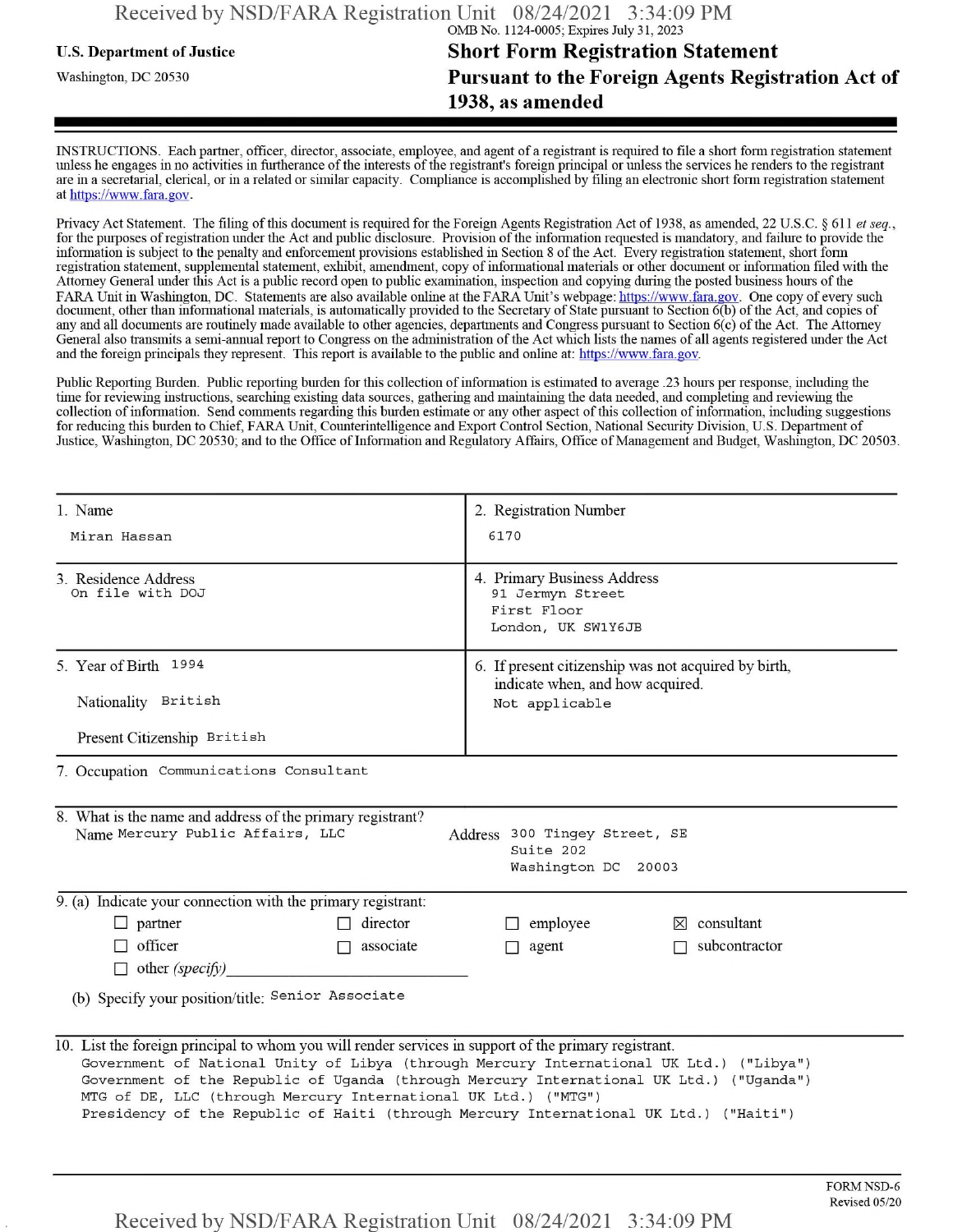U.S. Department of Justice

Washington, DC 20530

OMB No. 1124-0005; Expires July 31, 2023

# Short Form Registration Statement Pursuant to the Foreign Agents Registration Act of 1938, as amended

INSTRUCTIONS. Each partner, officer, director, associate, employee, and agent of a registrant is required to file a short form registration statement unless he engages in no activities in furtherance of the interests of the registrant's foreign principal or unless the services he renders to the registrant are in a secretarial, clerical, or in a related or similar capacity. Compliance is accomplished by filing an electronic short form registration statement at https://www.fara.gov.

Privacy Act Statement. The filing of this document is required for the Foreign Agents Registration Act of 1938, as amended, 22 U.S.C. § 611 *et seq.*, for the purposes of registration under the Act and public disclosure. Provision of the information requested is mandatory, and failure to provide the information is subject to the penalty and enforcement provisions established in Section 8 of the Act. Every registration statement, short form registration statement, supplemental statement, exhibit, amendment, copy of informational materials or other document or information filed with the Attorney General under this Act is a public record open to public examination, inspection and copying during the posted business hours of the FARA Unit in Washington, DC. Statements are also available online at the FARA Unit's webpage: https://www.fara.gov. One copy of every such document, other than informational materials, is automatically provided to the Secretary of State pursuant to Section 6(b) of the Act, and copies of any and all documents are routinely made available to other agencies, departments and Congress pursuant to Section 6(c) of the Act. The Attorney General also transmits a semi-annual report to Congress on the administration of the Act which lists the names of all agents registered under the Act and the foreign principals they represent. This report is available to the public and online at: https://www.fara.gov.

Public Reporting Burden. Public reporting burden for this collection of information is estimated to average .23 hours per response, including the time for reviewing instructions, searching existing data sources, gathering and maintaining the data needed, and completing and reviewing the collection of information. Send comments regarding this burden estimate or any other aspect of this collection of information, including suggestions for reducing this burden to Chief, FARA Unit, Counterintelligence and Export Control Section, National Security Division, U.S. Department of Justice, Washington, DC 20530; and to the Office of Information and Regulatory Affairs, Office of Management and Budget, Washington, DC 20503.

| 1. Name | 2. Registration Number |
|---|---|
| Miran Hassan | 6170 |
| 3. Residence Address<br>On file with DOJ | 4. Primary Business Address<br>91 Jermyn Street<br>First Floor<br>London, UK SW1Y6JB |
| 5. Year of Birth 1994<br>Nationality British<br>Present Citizenship British | 6. If present citizenship was not acquired by birth, indicate when, and how acquired.<br>Not applicable |

7. Occupation Communications Consultant

8. What is the name and address of the primary registrant?
Name Mercury Public Affairs, LLC
Address 300 Tingey Street, SE
Suite 202
Washington DC 20003

9. (a) Indicate your connection with the primary registrant:

- ☐ partner
- ☐ director
- ☐ employee
- ☒ consultant
- ☐ officer
- ☐ associate
- ☐ agent
- ☐ subcontractor
- ☐ other *(specify)* ____________

(b) Specify your position/title: Senior Associate

10. List the foreign principal to whom you will render services in support of the primary registrant.

Government of National Unity of Libya (through Mercury International UK Ltd.) ("Libya")
Government of the Republic of Uganda (through Mercury International UK Ltd.) ("Uganda")
MTG of DE, LLC (through Mercury International UK Ltd.) ("MTG")
Presidency of the Republic of Haiti (through Mercury International UK Ltd.) ("Haiti")

FORM NSD-6
Revised 05/20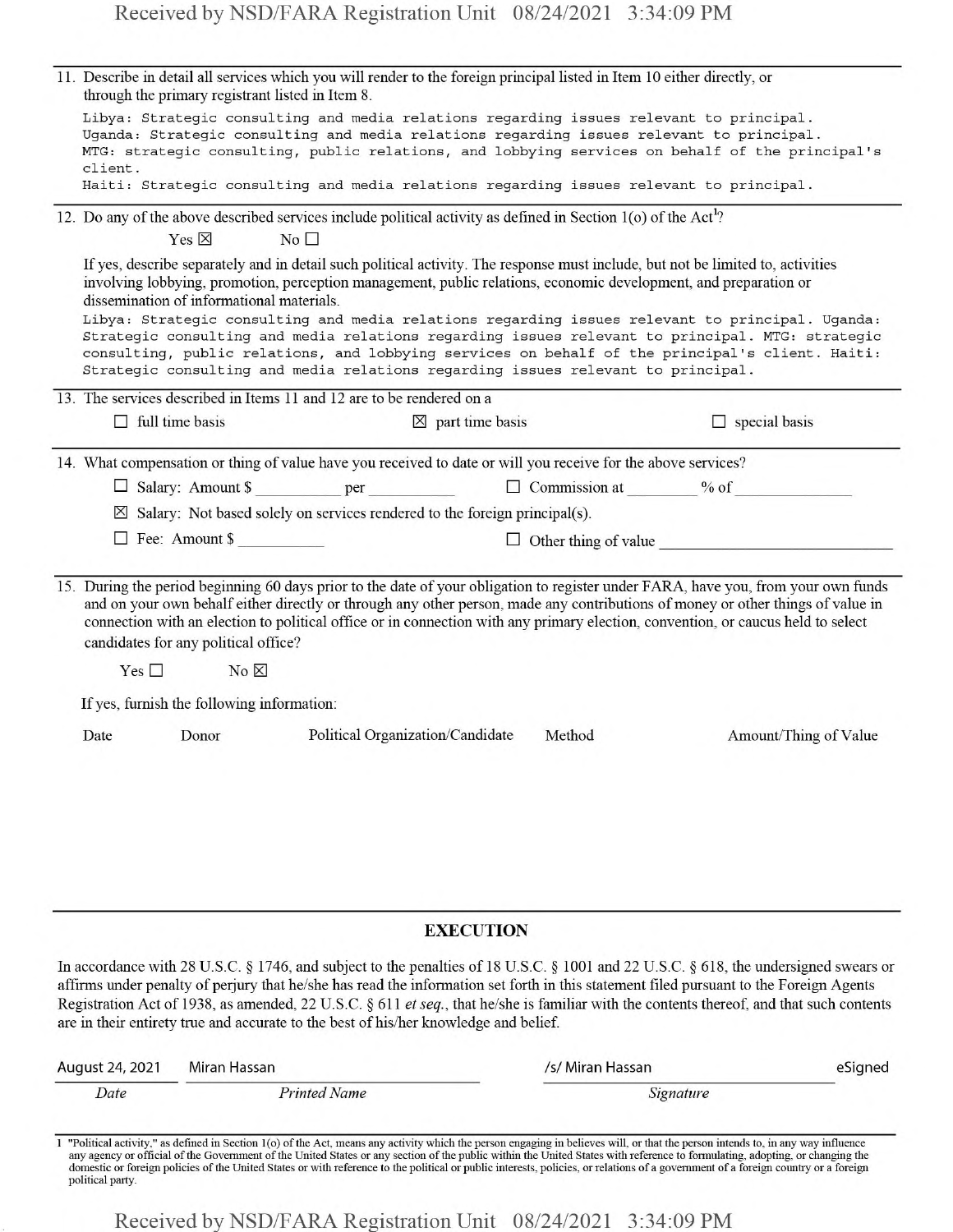11. Describe in detail all services which you will render to the foreign principal listed in Item 10 either directly, or through the primary registrant listed in Item 8.

```
Libya: Strategic consulting and media relations regarding issues relevant to principal.
Uganda: Strategic consulting and media relations regarding issues relevant to principal.
MTG: strategic consulting, public relations, and lobbying services on behalf of the principal's client.
Haiti: Strategic consulting and media relations regarding issues relevant to principal.
```

12. Do any of the above described services include political activity as defined in Section 1(o) of the Act[1]?

Yes ☒ No ☐

If yes, describe separately and in detail such political activity. The response must include, but not be limited to, activities involving lobbying, promotion, perception management, public relations, economic development, and preparation or dissemination of informational materials.

```
Libya: Strategic consulting and media relations regarding issues relevant to principal. Uganda: Strategic consulting and media relations regarding issues relevant to principal. MTG: strategic consulting, public relations, and lobbying services on behalf of the principal's client. Haiti: Strategic consulting and media relations regarding issues relevant to principal.
```

13. The services described in Items 11 and 12 are to be rendered on a

☐ full time basis ☒ part time basis ☐ special basis

14. What compensation or thing of value have you received to date or will you receive for the above services?

☐ Salary: Amount $ ________ per ________ ☐ Commission at ______ % of __________

☒ Salary: Not based solely on services rendered to the foreign principal(s).

☐ Fee: Amount $ ________ ☐ Other thing of value ______________________

15. During the period beginning 60 days prior to the date of your obligation to register under FARA, have you, from your own funds and on your own behalf either directly or through any other person, made any contributions of money or other things of value in connection with an election to political office or in connection with any primary election, convention, or caucus held to select candidates for any political office?

Yes ☐ No ☒

If yes, furnish the following information:

| Date | Donor | Political Organization/Candidate | Method | Amount/Thing of Value |
|---|---|---|---|---|

## EXECUTION

In accordance with 28 U.S.C. § 1746, and subject to the penalties of 18 U.S.C. § 1001 and 22 U.S.C. § 618, the undersigned swears or affirms under penalty of perjury that he/she has read the information set forth in this statement filed pursuant to the Foreign Agents Registration Act of 1938, as amended, 22 U.S.C. § 611 *et seq.*, that he/she is familiar with the contents thereof, and that such contents are in their entirety true and accurate to the best of his/her knowledge and belief.

| August 24, 2021 | Miran Hassan | /s/ Miran Hassan eSigned |
|---|---|---|
| *Date* | *Printed Name* | *Signature* |

1 "Political activity," as defined in Section 1(o) of the Act, means any activity which the person engaging in believes will, or that the person intends to, in any way influence any agency or official of the Government of the United States or any section of the public within the United States with reference to formulating, adopting, or changing the domestic or foreign policies of the United States or with reference to the political or public interests, policies, or relations of a government of a foreign country or a foreign political party.